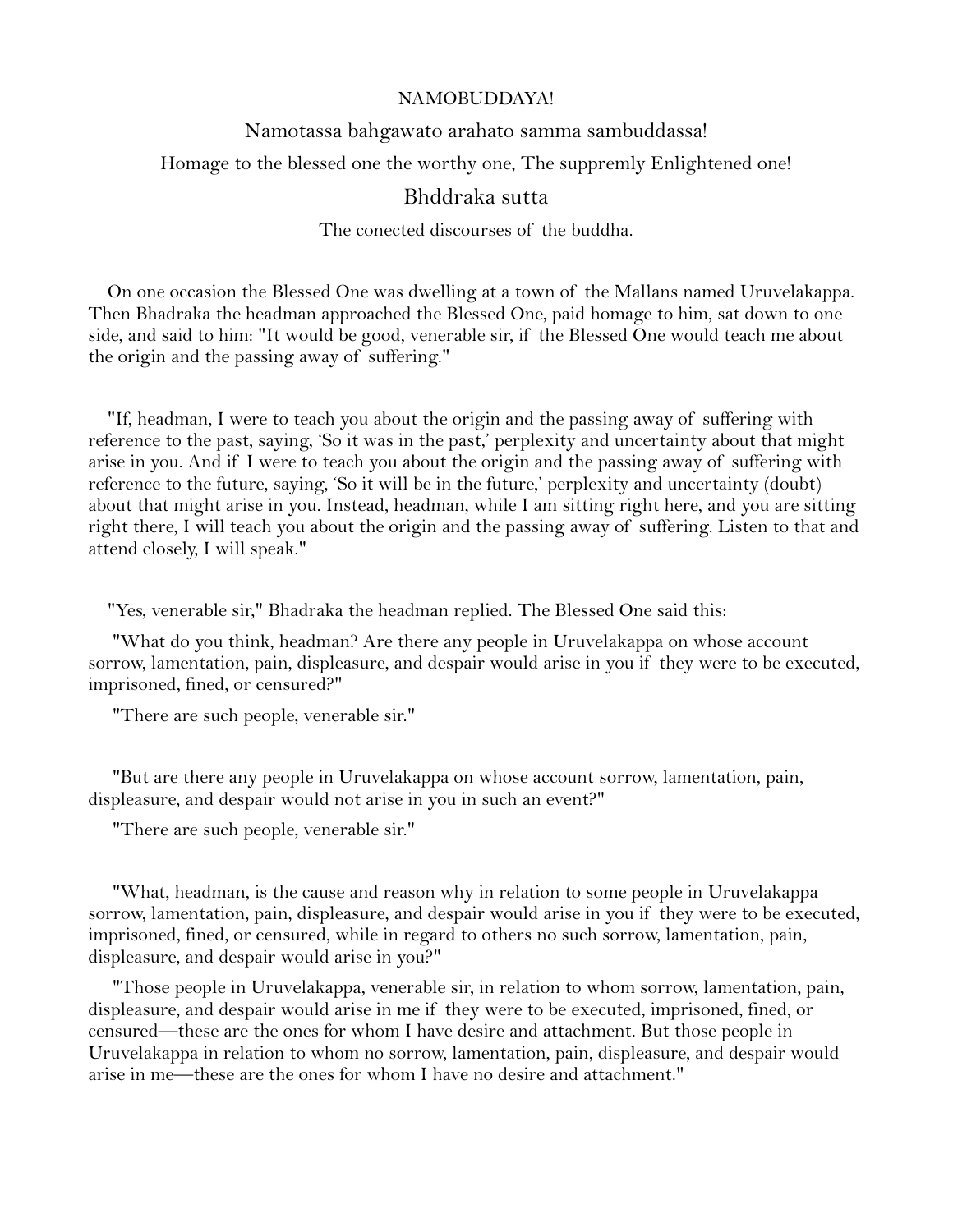NAMOBUDDAYA!

Namotassa bahgawato arahato samma sambuddassa!

Homage to the blessed one the worthy one, The suppremly Enlightened one!

# Bhddraka sutta

The conected discourses of the buddha.

On one occasion the Blessed One was dwelling at a town of the Mallans named Uruvelakappa. Then Bhadraka the headman approached the Blessed One, paid homage to him, sat down to one side, and said to him: "It would be good, venerable sir, if the Blessed One would teach me about the origin and the passing away of suffering."

"If, headman, I were to teach you about the origin and the passing away of suffering with reference to the past, saying, 'So it was in the past,' perplexity and uncertainty about that might arise in you. And if I were to teach you about the origin and the passing away of suffering with reference to the future, saying, 'So it will be in the future,' perplexity and uncertainty (doubt) about that might arise in you. Instead, headman, while I am sitting right here, and you are sitting right there, I will teach you about the origin and the passing away of suffering. Listen to that and attend closely, I will speak."

"Yes, venerable sir," Bhadraka the headman replied. The Blessed One said this:

"What do you think, headman? Are there any people in Uruvelakappa on whose account sorrow, lamentation, pain, displeasure, and despair would arise in you if they were to be executed, imprisoned, fined, or censured?"

"There are such people, venerable sir."

"But are there any people in Uruvelakappa on whose account sorrow, lamentation, pain, displeasure, and despair would not arise in you in such an event?"

"There are such people, venerable sir."

"What, headman, is the cause and reason why in relation to some people in Uruvelakappa sorrow, lamentation, pain, displeasure, and despair would arise in you if they were to be executed, imprisoned, fined, or censured, while in regard to others no such sorrow, lamentation, pain, displeasure, and despair would arise in you?"

"Those people in Uruvelakappa, venerable sir, in relation to whom sorrow, lamentation, pain, displeasure, and despair would arise in me if they were to be executed, imprisoned, fined, or censured—these are the ones for whom I have desire and attachment. But those people in Uruvelakappa in relation to whom no sorrow, lamentation, pain, displeasure, and despair would arise in me—these are the ones for whom I have no desire and attachment."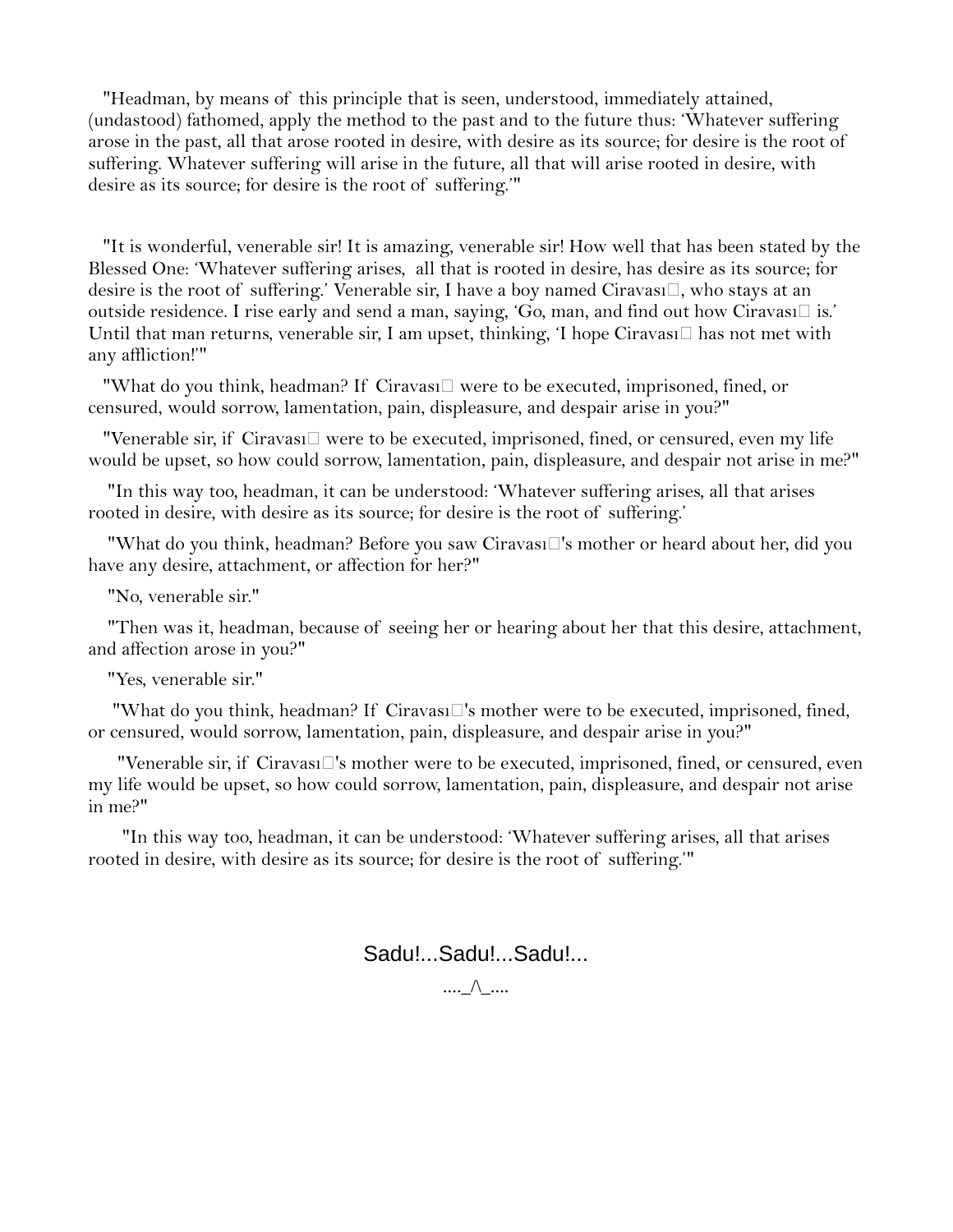"Headman, by means of this principle that is seen, understood, immediately attained, (undastood) fathomed, apply the method to the past and to the future thus: 'Whatever suffering arose in the past, all that arose rooted in desire, with desire as its source; for desire is the root of suffering. Whatever suffering will arise in the future, all that will arise rooted in desire, with desire as its source; for desire is the root of suffering.'"

"It is wonderful, venerable sir! It is amazing, venerable sir! How well that has been stated by the Blessed One: 'Whatever suffering arises, all that is rooted in desire, has desire as its source; for desire is the root of suffering.' Venerable sir, I have a boy named Ciravası□, who stays at an outside residence. I rise early and send a man, saying, 'Go, man, and find out how Ciravası□ is.' Until that man returns, venerable sir, I am upset, thinking, 'I hope Ciravası□ has not met with any affliction!'"

"What do you think, headman? If Ciravası□ were to be executed, imprisoned, fined, or censured, would sorrow, lamentation, pain, displeasure, and despair arise in you?"

"Venerable sir, if Ciravası□ were to be executed, imprisoned, fined, or censured, even my life would be upset, so how could sorrow, lamentation, pain, displeasure, and despair not arise in me?"

"In this way too, headman, it can be understood: 'Whatever suffering arises, all that arises rooted in desire, with desire as its source; for desire is the root of suffering.'

"What do you think, headman? Before you saw Ciravası□'s mother or heard about her, did you have any desire, attachment, or affection for her?"

"No, venerable sir."

"Then was it, headman, because of seeing her or hearing about her that this desire, attachment, and affection arose in you?"

"Yes, venerable sir."

"What do you think, headman? If Ciravası□'s mother were to be executed, imprisoned, fined, or censured, would sorrow, lamentation, pain, displeasure, and despair arise in you?"

"Venerable sir, if Ciravası□'s mother were to be executed, imprisoned, fined, or censured, even my life would be upset, so how could sorrow, lamentation, pain, displeasure, and despair not arise in me?"

"In this way too, headman, it can be understood: 'Whatever suffering arises, all that arises rooted in desire, with desire as its source; for desire is the root of suffering.'"

Sadu!...Sadu!...Sadu!...

...._/\_....